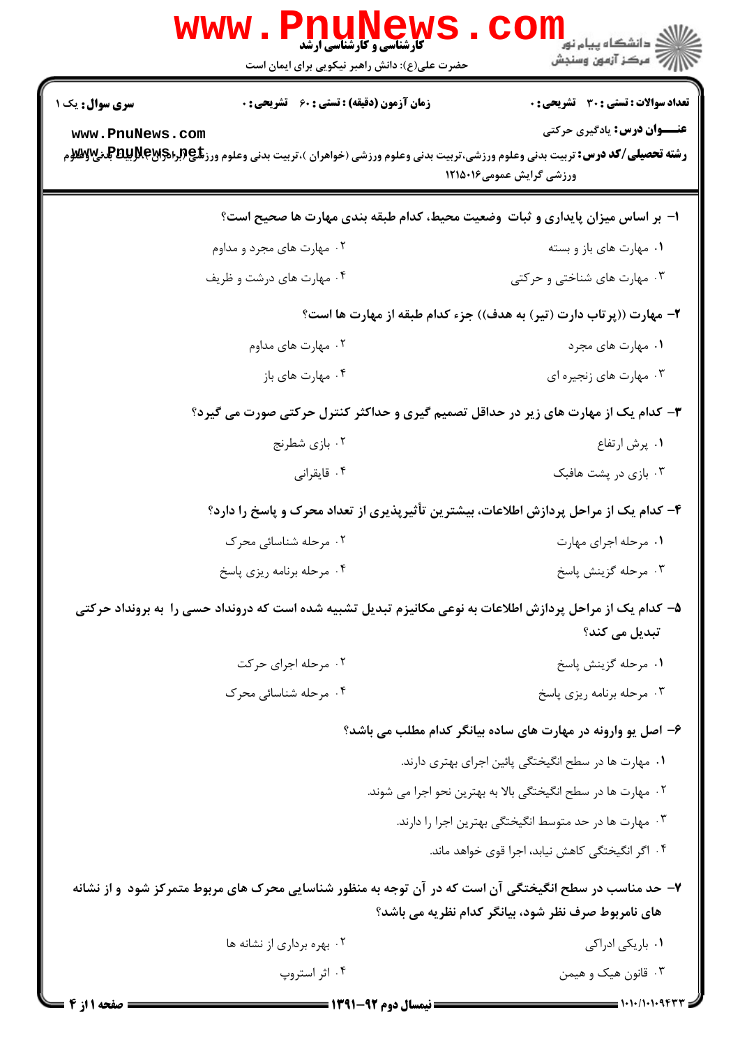**کارشناسی و کارشناسی ارشد**

حضرت علی(ع): دانش راهبر نیکویی برای ایمان است

**سری سوال:** یک ۱ | **زمان آزمون (دقیقه) : تستی : ۶۰ تشریحی : ۰** | **تعداد سوالات : تستی : ۳۰ تشریحی : ۰**

**عنـــوان درس:** یادگیری حرکتی

**رشته تحصیلی/کد درس:** تربیت بدنی وعلوم ورزشی،تربیت بدنی وعلوم ورزشی (خواهران )،تربیت بدنی وعلوم ورزشی (برادران )،تربیت بدنی وعلوم ورزشی گرایش عمومی۱۲۱۵۰۱۶

۱- بر اساس میزان پایداری و ثبات وضعیت محیط، کدام طبقه بندی مهارت ها صحیح است؟

۱. مهارت های باز و بسته

۲. مهارت های مجرد و مداوم

۳. مهارت های شناختی و حرکتی

۴. مهارت های درشت و ظریف

۲- مهارت ((پرتاب دارت (تیر) به هدف)) جزء کدام طبقه از مهارت ها است؟

۱. مهارت های مجرد

۲. مهارت های مداوم

۳. مهارت های زنجیره ای

۴. مهارت های باز

۳- کدام یک از مهارت های زیر در حداقل تصمیم گیری و حداکثر کنترل حرکتی صورت می گیرد؟

۱. پرش ارتفاع

۲. بازی شطرنج

۳. بازی در پشت هافبک

۴. قایقرانی

۴- کدام یک از مراحل پردازش اطلاعات، بیشترین تأثیرپذیری از تعداد محرک و پاسخ را دارد؟

۱. مرحله اجرای مهارت

۲. مرحله شناسائی محرک

۳. مرحله گزینش پاسخ

۴. مرحله برنامه ریزی پاسخ

۵- کدام یک از مراحل پردازش اطلاعات به نوعی مکانیزم تبدیل تشبیه شده است که درونداد حسی را به برونداد حرکتی تبدیل می کند؟

۱. مرحله گزینش پاسخ

۲. مرحله اجرای حرکت

۳. مرحله برنامه ریزی پاسخ

۴. مرحله شناسائی محرک

۶- اصل یو وارونه در مهارت های ساده بیانگر کدام مطلب می باشد؟

۱. مهارت ها در سطح انگیختگی پائین اجرای بهتری دارند.

۲. مهارت ها در سطح انگیختگی بالا به بهترین نحو اجرا می شوند.

۳. مهارت ها در حد متوسط انگیختگی بهترین اجرا را دارند.

۴. اگر انگیختگی کاهش نیابد، اجرا قوی خواهد ماند.

۷- حد مناسب در سطح انگیختگی آن است که در آن توجه به منظور شناسایی محرک های مربوط متمرکز شود و از نشانه های نامربوط صرف نظر شود، بیانگر کدام نظریه می باشد؟

۱. باریکی ادراکی

۲. بهره برداری از نشانه ها

۳. قانون هیک و هیمن

۴. اثر استروپ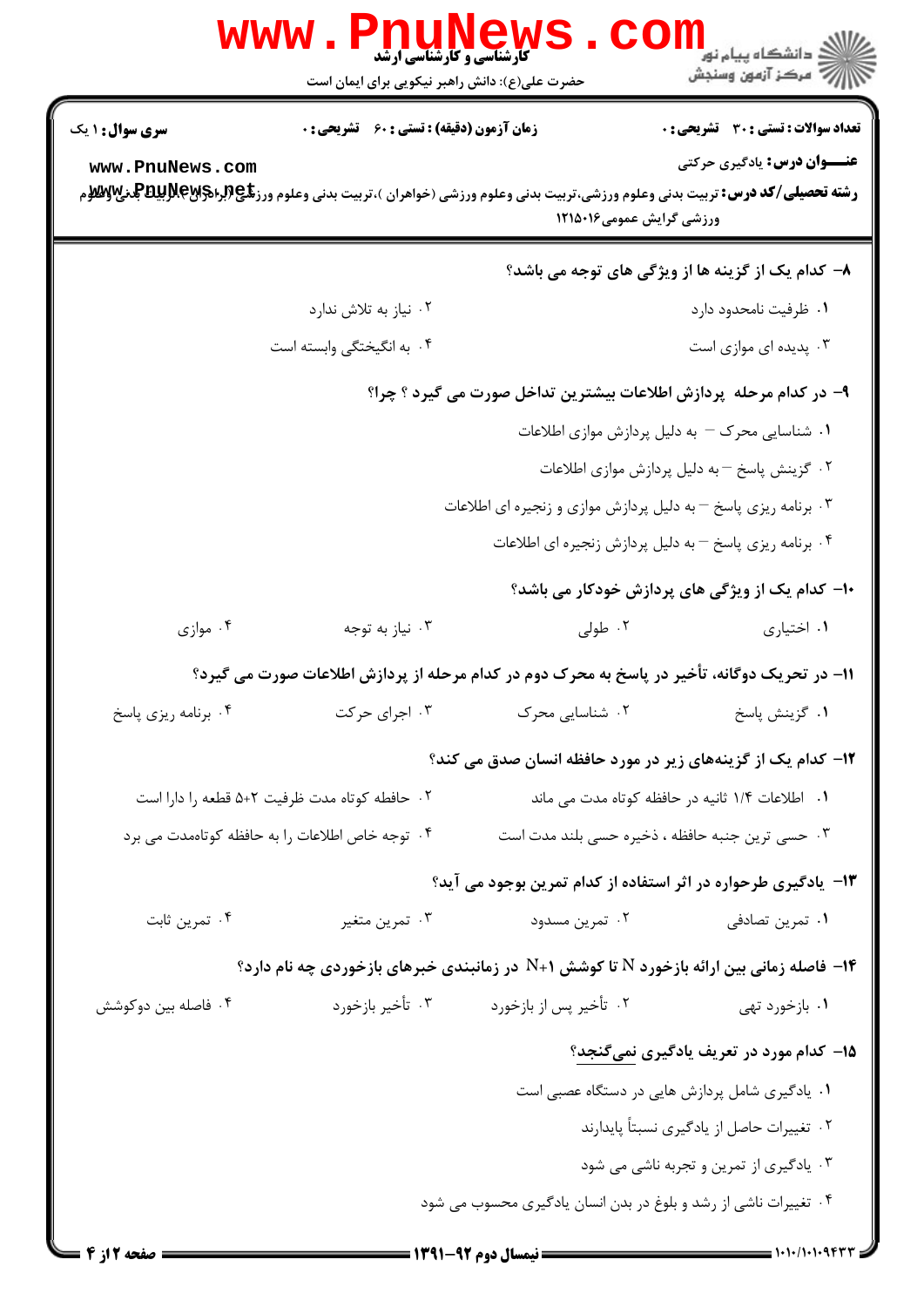۸- کدام یک از گزینه ها از ویژگی های توجه می باشد؟

۱. ظرفیت نامحدود دارد

۲. نیاز به تلاش ندارد

۳. پدیده ای موازی است

۴. به انگیختگی وابسته است

۹- در کدام مرحله پردازش اطلاعات بیشترین تداخل صورت می گیرد ؟ چرا؟

۱. شناسایی محرک – به دلیل پردازش موازی اطلاعات

۲. گزینش پاسخ – به دلیل پردازش موازی اطلاعات

۳. برنامه ریزی پاسخ – به دلیل پردازش موازی و زنجیره ای اطلاعات

۴. برنامه ریزی پاسخ – به دلیل پردازش زنجیره ای اطلاعات

۱۰- کدام یک از ویژگی های پردازش خودکار می باشد؟

۱. اختیاری

۲. طولی

۳. نیاز به توجه

۴. موازی

۱۱- در تحریک دوگانه، تأخیر در پاسخ به محرک دوم در کدام مرحله از پردازش اطلاعات صورت می گیرد؟

۱. گزینش پاسخ

۲. شناسایی محرک

۳. اجرای حرکت

۴. برنامه ریزی پاسخ

۱۲- کدام یک از گزینه‌های زیر در مورد حافظه انسان صدق می کند؟

۱. اطلاعات ۱/۴ ثانیه در حافظه کوتاه مدت می ماند

۲. حافظه کوتاه مدت ظرفیت ۲+۵ قطعه را دارا است

۳. حسی ترین جنبه حافظه ، ذخیره حسی بلند مدت است

۴. توجه خاص اطلاعات را به حافظه کوتاه‌مدت می برد

۱۳- یادگیری طرحواره در اثر استفاده از کدام تمرین بوجود می آید؟

۱. تمرین تصادفی

۲. تمرین مسدود

۳. تمرین متغیر

۴. تمرین ثابت

۱۴- فاصله زمانی بین ارائه بازخورد N تا کوشش N+1 در زمانبندی خبرهای بازخوردی چه نام دارد؟

۱. بازخورد تهی

۲. تأخیر پس از بازخورد

۳. تأخیر بازخورد

۴. فاصله بین دوکوشش

۱۵- کدام مورد در تعریف یادگیری نمی‌گنجد؟

۱. یادگیری شامل پردازش هایی در دستگاه عصبی است

۲. تغییرات حاصل از یادگیری نسبتاً پایدارند

۳. یادگیری از تمرین و تجربه ناشی می شود

۴. تغییرات ناشی از رشد و بلوغ در بدن انسان یادگیری محسوب می شود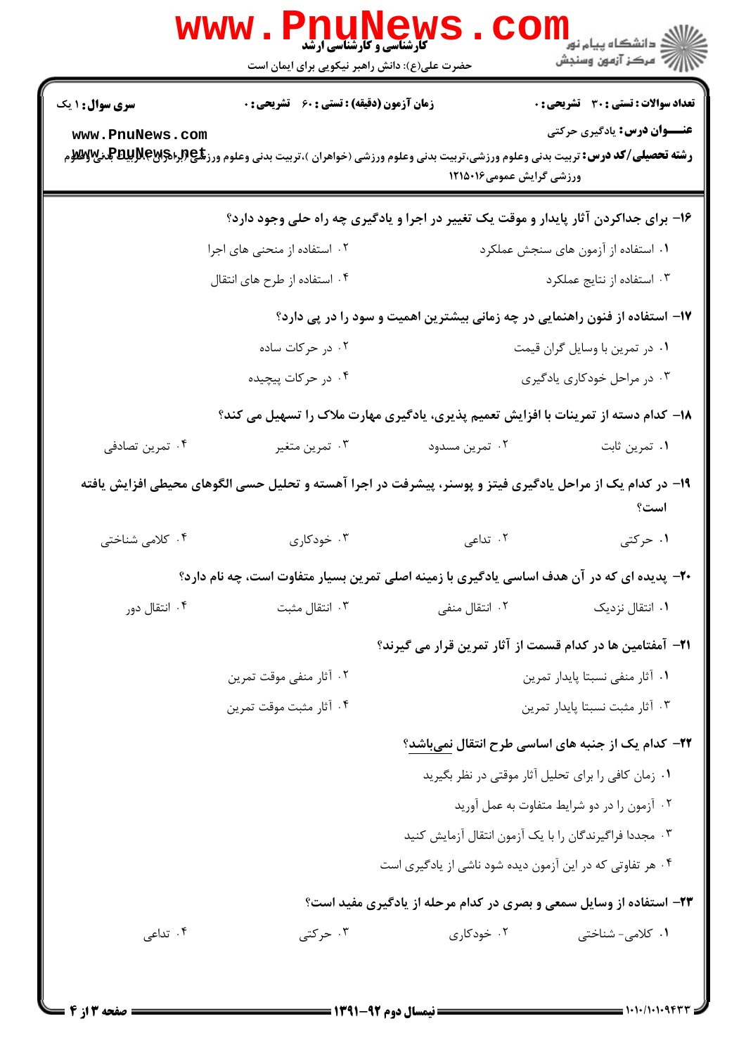**تعداد سوالات : تستی : ۳۰ تشریحی : ۰** | **زمان آزمون (دقیقه) : تستی : ۶۰ تشریحی : ۰** | **سری سوال : ۱ یک**

**عنـــوان درس:** یادگیری حرکتی

**رشته تحصیلی/کد درس:** تربیت بدنی وعلوم ورزشی،تربیت بدنی وعلوم ورزشی (خواهران )،تربیت بدنی وعلوم ورزشی (برادران )،تربیت بدنی وعلوم ورزشی گرایش عمومی ۱۲۱۵۰۱۶

**۱۶- برای جداکردن آثار پایدار و موقت یک تغییر در اجرا و یادگیری چه راه حلی وجود دارد؟**

۱. استفاده از آزمون های سنجش عملکرد

۲. استفاده از منحنی های اجرا

۳. استفاده از نتایج عملکرد

۴. استفاده از طرح های انتقال

**۱۷- استفاده از فنون راهنمایی در چه زمانی بیشترین اهمیت و سود را در پی دارد؟**

۱. در تمرین با وسایل گران قیمت

۲. در حرکات ساده

۳. در مراحل خودکاری یادگیری

۴. در حرکات پیچیده

**۱۸- کدام دسته از تمرینات با افزایش تعمیم پذیری، یادگیری مهارت ملاک را تسهیل می کند؟**

۱. تمرین ثابت

۲. تمرین مسدود

۳. تمرین متغیر

۴. تمرین تصادفی

**۱۹- در کدام یک از مراحل یادگیری فیتز و پوسنر، پیشرفت در اجرا آهسته و تحلیل حسی الگوهای محیطی افزایش یافته است؟**

۱. حرکتی

۲. تداعی

۳. خودکاری

۴. کلامی شناختی

**۲۰- پدیده ای که در آن هدف اساسی یادگیری با زمینه اصلی تمرین بسیار متفاوت است، چه نام دارد؟**

۱. انتقال نزدیک

۲. انتقال منفی

۳. انتقال مثبت

۴. انتقال دور

**۲۱- آمفتامین ها در کدام قسمت از آثار تمرین قرار می گیرند؟**

۱. آثار منفی نسبتا پایدار تمرین

۲. آثار منفی موقت تمرین

۳. آثار مثبت نسبتا پایدار تمرین

۴. آثار مثبت موقت تمرین

**۲۲- کدام یک از جنبه های اساسی طرح انتقال نمی‌باشد؟**

۱. زمان کافی را برای تحلیل آثار موقتی در نظر بگیرید

۲. آزمون را در دو شرایط متفاوت به عمل آورید

۳. مجددا فراگیرندگان را با یک آزمون انتقال آزمایش کنید

۴. هر تفاوتی که در این آزمون دیده شود ناشی از یادگیری است

**۲۳- استفاده از وسایل سمعی و بصری در کدام مرحله از یادگیری مفید است؟**

۱. کلامی- شناختی

۲. خودکاری

۳. حرکتی

۴. تداعی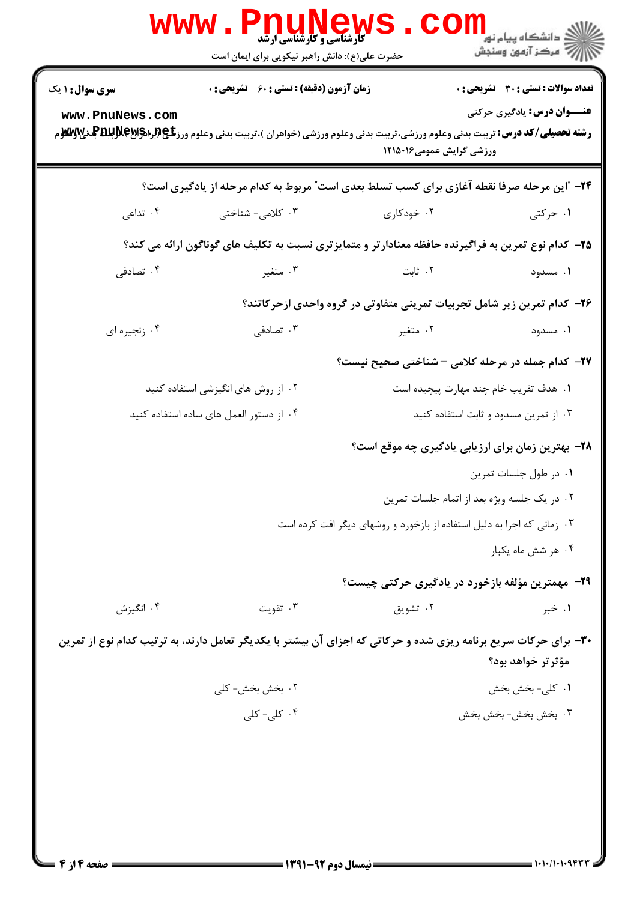۲۴- "این مرحله صرفا نقطه آغازی برای کسب تسلط بعدی است" مربوط به کدام مرحله از یادگیری است؟

۱. حرکتی
۲. خودکاری
۳. کلامی- شناختی
۴. تداعی

۲۵- کدام نوع تمرین به فراگیرنده حافظه معنادارتر و متمایزتری نسبت به تکلیف های گوناگون ارائه می کند؟

۱. مسدود
۲. ثابت
۳. متغیر
۴. تصادفی

۲۶- کدام تمرین زیر شامل تجربیات تمرینی متفاوتی در گروه واحدی ازحرکاتند؟

۱. مسدود
۲. متغیر
۳. تصادفی
۴. زنجیره ای

۲۷- کدام جمله در مرحله کلامی – شناختی صحیح نیست؟

۱. هدف تقریب خام چند مهارت پیچیده است
۲. از روش های انگیزشی استفاده کنید
۳. از تمرین مسدود و ثابت استفاده کنید
۴. از دستور العمل های ساده استفاده کنید

۲۸- بهترین زمان برای ارزیابی یادگیری چه موقع است؟

۱. در طول جلسات تمرین
۲. در یک جلسه ویژه بعد از اتمام جلسات تمرین
۳. زمانی که اجرا به دلیل استفاده از بازخورد و روشهای دیگر افت کرده است
۴. هر شش ماه یکبار

۲۹- مهمترین مؤلفه بازخورد در یادگیری حرکتی چیست؟

۱. خبر
۲. تشویق
۳. تقویت
۴. انگیزش

۳۰- برای حرکات سریع برنامه ریزی شده و حرکاتی که اجزای آن بیشتر با یکدیگر تعامل دارند، به ترتیب کدام نوع از تمرین مؤثرتر خواهد بود؟

۱. کلی- بخش بخش
۲. بخش بخش- کلی
۳. بخش بخش- بخش بخش
۴. کلی- کلی